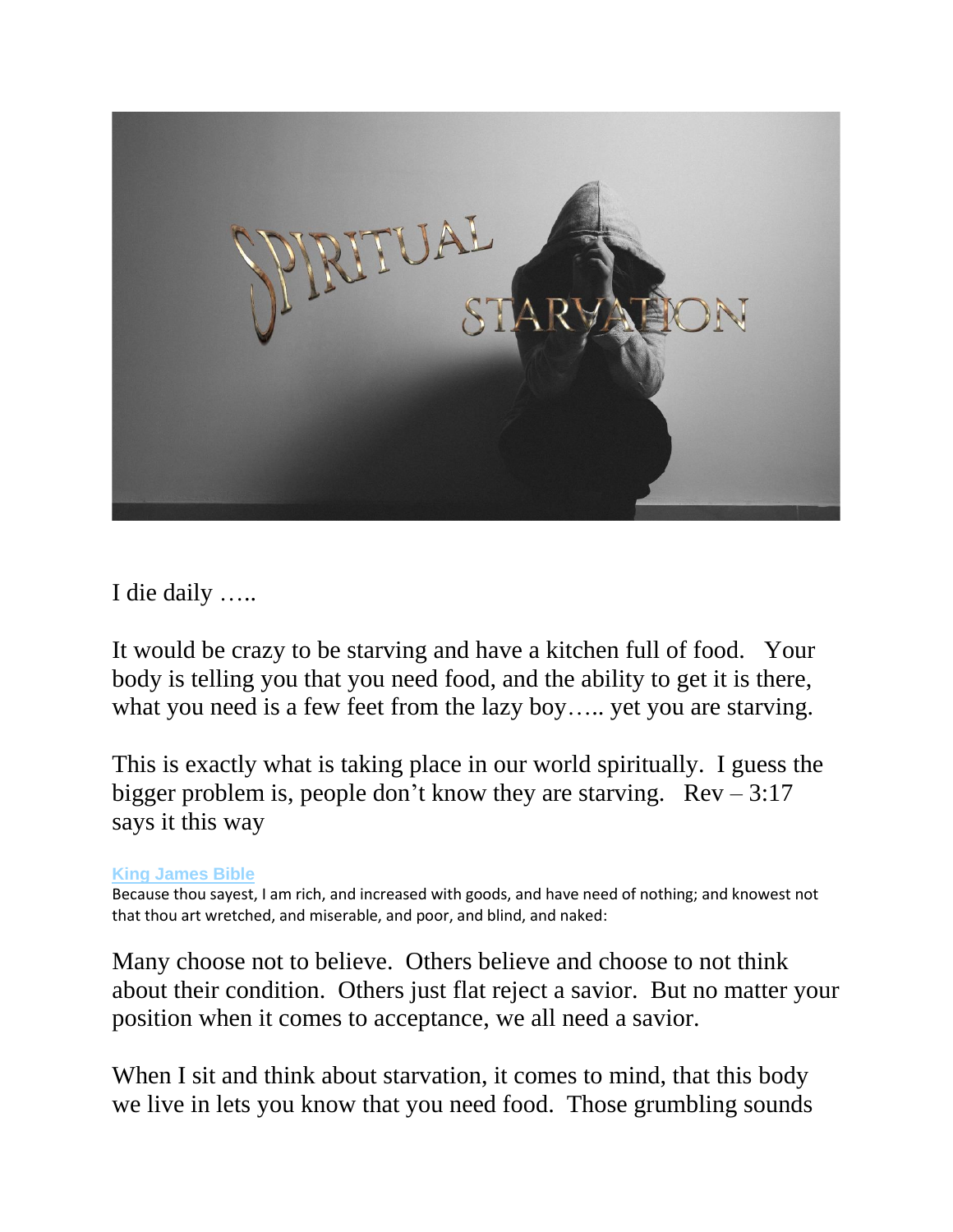I die daily …..

It would be crazy to be starving and have a kitchen full of food. Your body is telling you that you need food, and the ability to get it is there, what you need is a few feet from the lazy boy….. yet you are starving.

This is exactly what is taking place in our world spiritually. I guess the bigger problem is, people don't know they are starving. Rev – 3:17 says it this way

**King James Bible**
Because thou sayest, I am rich, and increased with goods, and have need of nothing; and knowest not that thou art wretched, and miserable, and poor, and blind, and naked:

Many choose not to believe. Others believe and choose to not think about their condition. Others just flat reject a savior. But no matter your position when it comes to acceptance, we all need a savior.

When I sit and think about starvation, it comes to mind, that this body we live in lets you know that you need food. Those grumbling sounds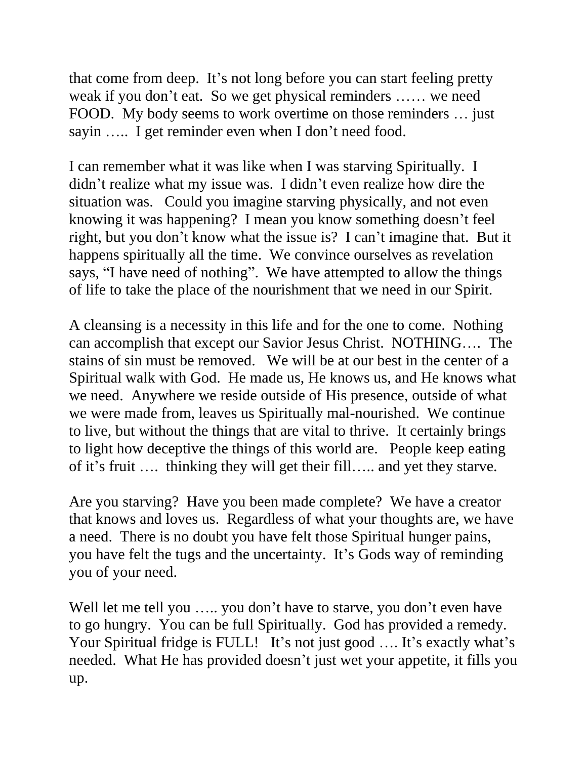that come from deep. It's not long before you can start feeling pretty weak if you don't eat. So we get physical reminders …… we need FOOD. My body seems to work overtime on those reminders … just sayin ….. I get reminder even when I don't need food.

I can remember what it was like when I was starving Spiritually. I didn't realize what my issue was. I didn't even realize how dire the situation was. Could you imagine starving physically, and not even knowing it was happening? I mean you know something doesn't feel right, but you don't know what the issue is? I can't imagine that. But it happens spiritually all the time. We convince ourselves as revelation says, "I have need of nothing". We have attempted to allow the things of life to take the place of the nourishment that we need in our Spirit.

A cleansing is a necessity in this life and for the one to come. Nothing can accomplish that except our Savior Jesus Christ. NOTHING…. The stains of sin must be removed. We will be at our best in the center of a Spiritual walk with God. He made us, He knows us, and He knows what we need. Anywhere we reside outside of His presence, outside of what we were made from, leaves us Spiritually mal-nourished. We continue to live, but without the things that are vital to thrive. It certainly brings to light how deceptive the things of this world are. People keep eating of it's fruit …. thinking they will get their fill….. and yet they starve.

Are you starving? Have you been made complete? We have a creator that knows and loves us. Regardless of what your thoughts are, we have a need. There is no doubt you have felt those Spiritual hunger pains, you have felt the tugs and the uncertainty. It's Gods way of reminding you of your need.

Well let me tell you ….. you don't have to starve, you don't even have to go hungry. You can be full Spiritually. God has provided a remedy. Your Spiritual fridge is FULL! It's not just good …. It's exactly what's needed. What He has provided doesn't just wet your appetite, it fills you up.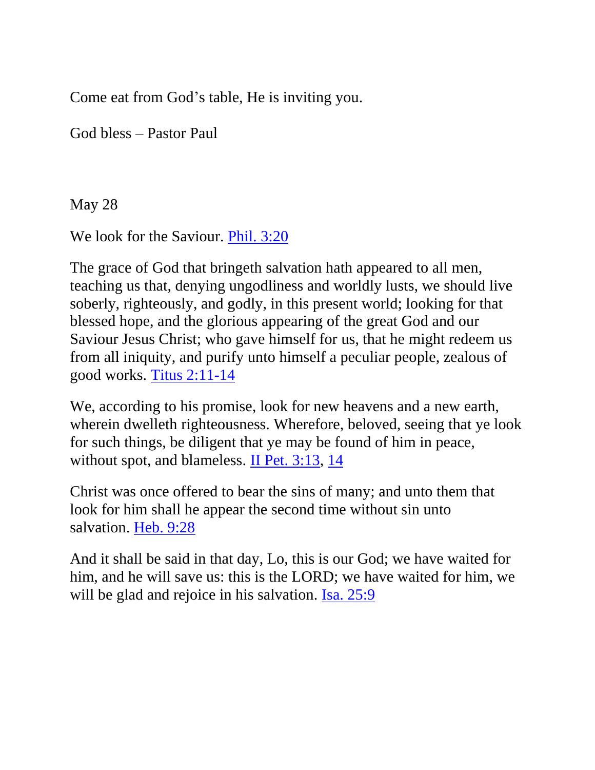Come eat from God’s table, He is inviting you.

God bless – Pastor Paul

May 28

We look for the Saviour. Phil. 3:20

The grace of God that bringeth salvation hath appeared to all men, teaching us that, denying ungodliness and worldly lusts, we should live soberly, righteously, and godly, in this present world; looking for that blessed hope, and the glorious appearing of the great God and our Saviour Jesus Christ; who gave himself for us, that he might redeem us from all iniquity, and purify unto himself a peculiar people, zealous of good works. Titus 2:11-14

We, according to his promise, look for new heavens and a new earth, wherein dwelleth righteousness. Wherefore, beloved, seeing that ye look for such things, be diligent that ye may be found of him in peace, without spot, and blameless. II Pet. 3:13, 14

Christ was once offered to bear the sins of many; and unto them that look for him shall he appear the second time without sin unto salvation. Heb. 9:28

And it shall be said in that day, Lo, this is our God; we have waited for him, and he will save us: this is the LORD; we have waited for him, we will be glad and rejoice in his salvation. Isa. 25:9